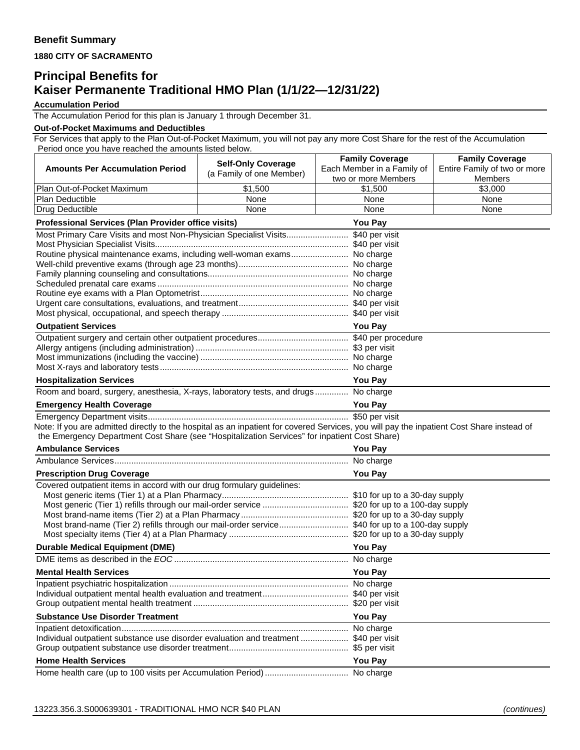## Benefit Summary

**1880 CITY OF SACRAMENTO**

# Principal Benefits for Kaiser Permanente Traditional HMO Plan (1/1/22—12/31/22)

**Accumulation Period**

The Accumulation Period for this plan is January 1 through December 31.

**Out-of-Pocket Maximums and Deductibles**

For Services that apply to the Plan Out-of-Pocket Maximum, you will not pay any more Cost Share for the rest of the Accumulation Period once you have reached the amounts listed below.

| Amounts Per Accumulation Period | Self-Only Coverage (a Family of one Member) | Family Coverage Each Member in a Family of two or more Members | Family Coverage Entire Family of two or more Members |
|---|---|---|---|
| Plan Out-of-Pocket Maximum | $1,500 | $1,500 | $3,000 |
| Plan Deductible | None | None | None |
| Drug Deductible | None | None | None |

| Professional Services (Plan Provider office visits) | You Pay |
|---|---|
| Most Primary Care Visits and most Non-Physician Specialist Visits | $40 per visit |
| Most Physician Specialist Visits | $40 per visit |
| Routine physical maintenance exams, including well-woman exams | No charge |
| Well-child preventive exams (through age 23 months) | No charge |
| Family planning counseling and consultations | No charge |
| Scheduled prenatal care exams | No charge |
| Routine eye exams with a Plan Optometrist | No charge |
| Urgent care consultations, evaluations, and treatment | $40 per visit |
| Most physical, occupational, and speech therapy | $40 per visit |

| Outpatient Services | You Pay |
|---|---|
| Outpatient surgery and certain other outpatient procedures | $40 per procedure |
| Allergy antigens (including administration) | $3 per visit |
| Most immunizations (including the vaccine) | No charge |
| Most X-rays and laboratory tests | No charge |

| Hospitalization Services | You Pay |
|---|---|
| Room and board, surgery, anesthesia, X-rays, laboratory tests, and drugs | No charge |

| Emergency Health Coverage | You Pay |
|---|---|
| Emergency Department visits | $50 per visit |

Note: If you are admitted directly to the hospital as an inpatient for covered Services, you will pay the inpatient Cost Share instead of the Emergency Department Cost Share (see "Hospitalization Services" for inpatient Cost Share)

| Ambulance Services | You Pay |
|---|---|
| Ambulance Services | No charge |

| Prescription Drug Coverage | You Pay |
|---|---|
| Covered outpatient items in accord with our drug formulary guidelines: | |
| Most generic items (Tier 1) at a Plan Pharmacy | $10 for up to a 30-day supply |
| Most generic (Tier 1) refills through our mail-order service | $20 for up to a 100-day supply |
| Most brand-name items (Tier 2) at a Plan Pharmacy | $20 for up to a 30-day supply |
| Most brand-name (Tier 2) refills through our mail-order service | $40 for up to a 100-day supply |
| Most specialty items (Tier 4) at a Plan Pharmacy | $20 for up to a 30-day supply |

| Durable Medical Equipment (DME) | You Pay |
|---|---|
| DME items as described in the *EOC* | No charge |

| Mental Health Services | You Pay |
|---|---|
| Inpatient psychiatric hospitalization | No charge |
| Individual outpatient mental health evaluation and treatment | $40 per visit |
| Group outpatient mental health treatment | $20 per visit |

| Substance Use Disorder Treatment | You Pay |
|---|---|
| Inpatient detoxification | No charge |
| Individual outpatient substance use disorder evaluation and treatment | $40 per visit |
| Group outpatient substance use disorder treatment | $5 per visit |

| Home Health Services | You Pay |
|---|---|
| Home health care (up to 100 visits per Accumulation Period) | No charge |

13223.356.3.S000639301 - TRADITIONAL HMO NCR $40 PLAN *(continues)*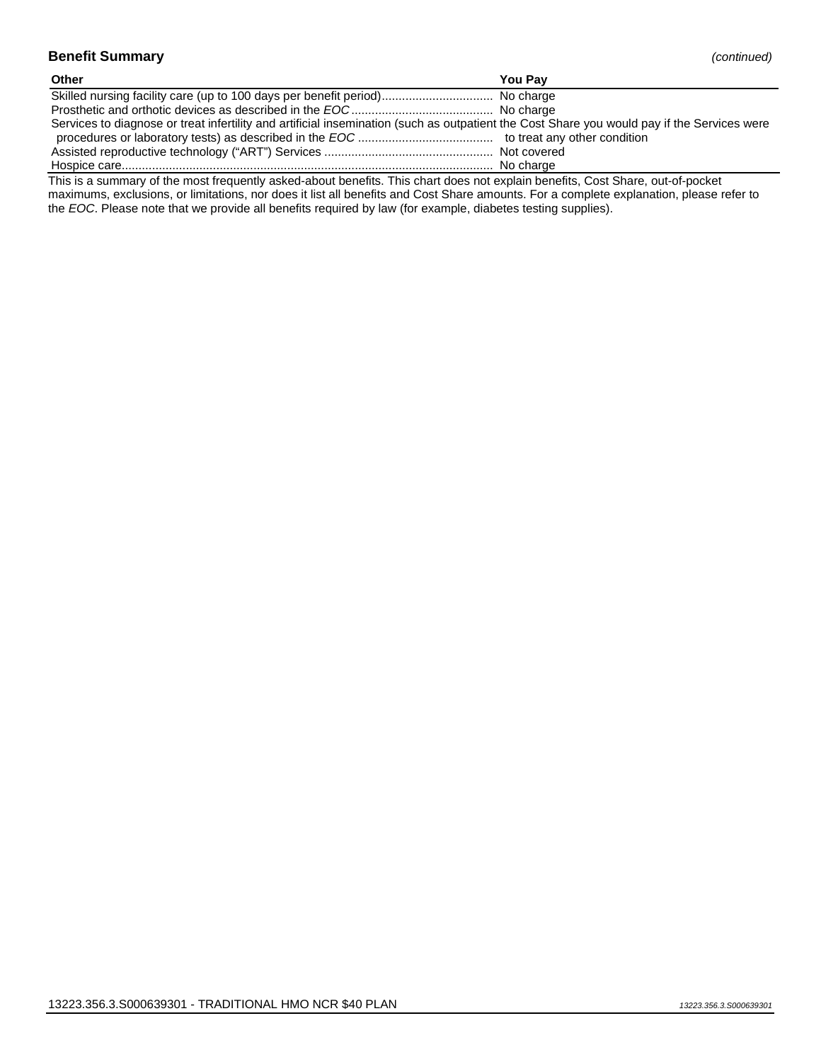## Benefit Summary *(continued)*

| Other | You Pay |
|---|---|
| Skilled nursing facility care (up to 100 days per benefit period) | No charge |
| Prosthetic and orthotic devices as described in the *EOC* | No charge |
| Services to diagnose or treat infertility and artificial insemination (such as outpatient procedures or laboratory tests) as described in the *EOC* | the Cost Share you would pay if the Services were to treat any other condition |
| Assisted reproductive technology ("ART") Services | Not covered |
| Hospice care | No charge |

This is a summary of the most frequently asked-about benefits. This chart does not explain benefits, Cost Share, out-of-pocket maximums, exclusions, or limitations, nor does it list all benefits and Cost Share amounts. For a complete explanation, please refer to the *EOC*. Please note that we provide all benefits required by law (for example, diabetes testing supplies).

13223.356.3.S000639301 - TRADITIONAL HMO NCR $40 PLAN